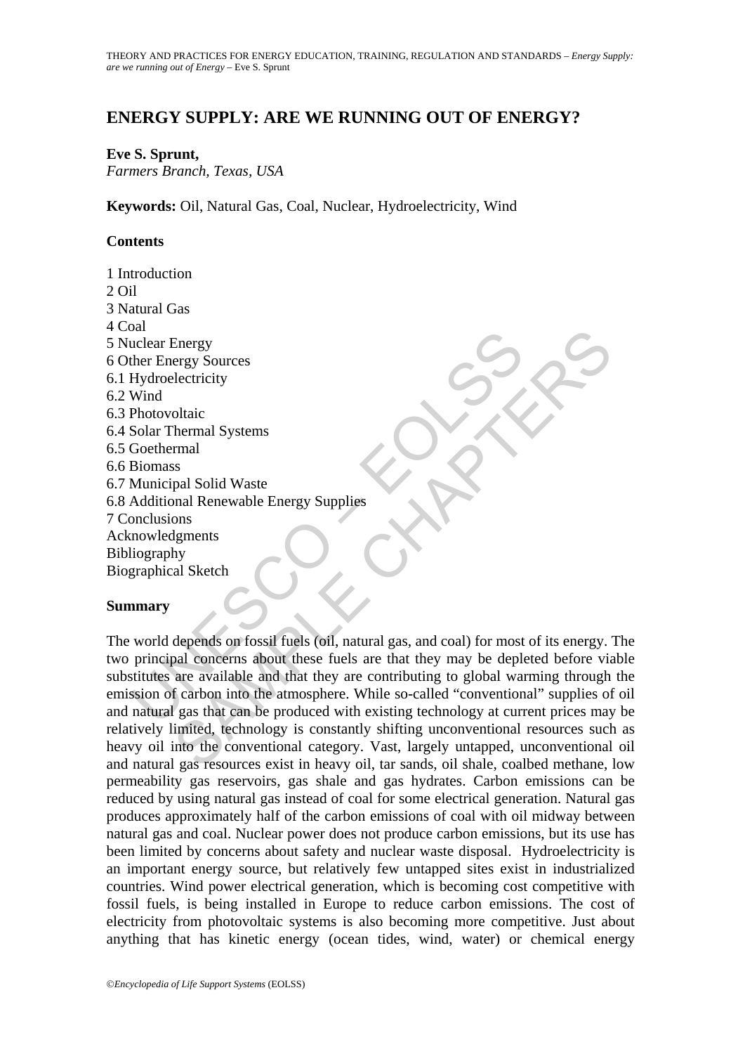# ENERGY SUPPLY: ARE WE RUNNING OUT OF ENERGY?

**Eve S. Sprunt,**
*Farmers Branch, Texas, USA*

**Keywords:** Oil, Natural Gas, Coal, Nuclear, Hydroelectricity, Wind

## Contents

1 Introduction
2 Oil
3 Natural Gas
4 Coal
5 Nuclear Energy
6 Other Energy Sources
6.1 Hydroelectricity
6.2 Wind
6.3 Photovoltaic
6.4 Solar Thermal Systems
6.5 Goethermal
6.6 Biomass
6.7 Municipal Solid Waste
6.8 Additional Renewable Energy Supplies
7 Conclusions
Acknowledgments
Bibliography
Biographical Sketch

## Summary

The world depends on fossil fuels (oil, natural gas, and coal) for most of its energy. The two principal concerns about these fuels are that they may be depleted before viable substitutes are available and that they are contributing to global warming through the emission of carbon into the atmosphere. While so-called "conventional" supplies of oil and natural gas that can be produced with existing technology at current prices may be relatively limited, technology is constantly shifting unconventional resources such as heavy oil into the conventional category. Vast, largely untapped, unconventional oil and natural gas resources exist in heavy oil, tar sands, oil shale, coalbed methane, low permeability gas reservoirs, gas shale and gas hydrates. Carbon emissions can be reduced by using natural gas instead of coal for some electrical generation. Natural gas produces approximately half of the carbon emissions of coal with oil midway between natural gas and coal. Nuclear power does not produce carbon emissions, but its use has been limited by concerns about safety and nuclear waste disposal. Hydroelectricity is an important energy source, but relatively few untapped sites exist in industrialized countries. Wind power electrical generation, which is becoming cost competitive with fossil fuels, is being installed in Europe to reduce carbon emissions. The cost of electricity from photovoltaic systems is also becoming more competitive. Just about anything that has kinetic energy (ocean tides, wind, water) or chemical energy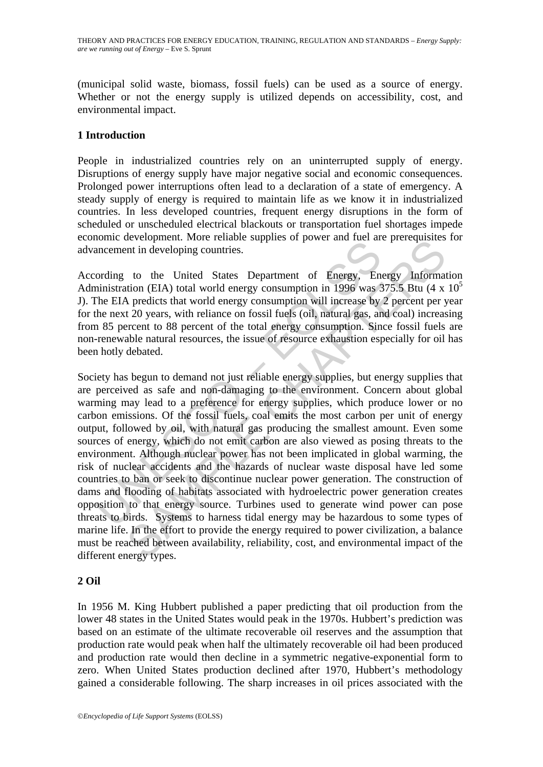(municipal solid waste, biomass, fossil fuels) can be used as a source of energy. Whether or not the energy supply is utilized depends on accessibility, cost, and environmental impact.

## 1 Introduction

People in industrialized countries rely on an uninterrupted supply of energy. Disruptions of energy supply have major negative social and economic consequences. Prolonged power interruptions often lead to a declaration of a state of emergency. A steady supply of energy is required to maintain life as we know it in industrialized countries. In less developed countries, frequent energy disruptions in the form of scheduled or unscheduled electrical blackouts or transportation fuel shortages impede economic development. More reliable supplies of power and fuel are prerequisites for advancement in developing countries.

According to the United States Department of Energy, Energy Information Administration (EIA) total world energy consumption in 1996 was 375.5 Btu ($4 \times 10^5$ J). The EIA predicts that world energy consumption will increase by 2 percent per year for the next 20 years, with reliance on fossil fuels (oil, natural gas, and coal) increasing from 85 percent to 88 percent of the total energy consumption. Since fossil fuels are non-renewable natural resources, the issue of resource exhaustion especially for oil has been hotly debated.

Society has begun to demand not just reliable energy supplies, but energy supplies that are perceived as safe and non-damaging to the environment. Concern about global warming may lead to a preference for energy supplies, which produce lower or no carbon emissions. Of the fossil fuels, coal emits the most carbon per unit of energy output, followed by oil, with natural gas producing the smallest amount. Even some sources of energy, which do not emit carbon are also viewed as posing threats to the environment. Although nuclear power has not been implicated in global warming, the risk of nuclear accidents and the hazards of nuclear waste disposal have led some countries to ban or seek to discontinue nuclear power generation. The construction of dams and flooding of habitats associated with hydroelectric power generation creates opposition to that energy source. Turbines used to generate wind power can pose threats to birds. Systems to harness tidal energy may be hazardous to some types of marine life. In the effort to provide the energy required to power civilization, a balance must be reached between availability, reliability, cost, and environmental impact of the different energy types.

## 2 Oil

In 1956 M. King Hubbert published a paper predicting that oil production from the lower 48 states in the United States would peak in the 1970s. Hubbert's prediction was based on an estimate of the ultimate recoverable oil reserves and the assumption that production rate would peak when half the ultimately recoverable oil had been produced and production rate would then decline in a symmetric negative-exponential form to zero. When United States production declined after 1970, Hubbert's methodology gained a considerable following. The sharp increases in oil prices associated with the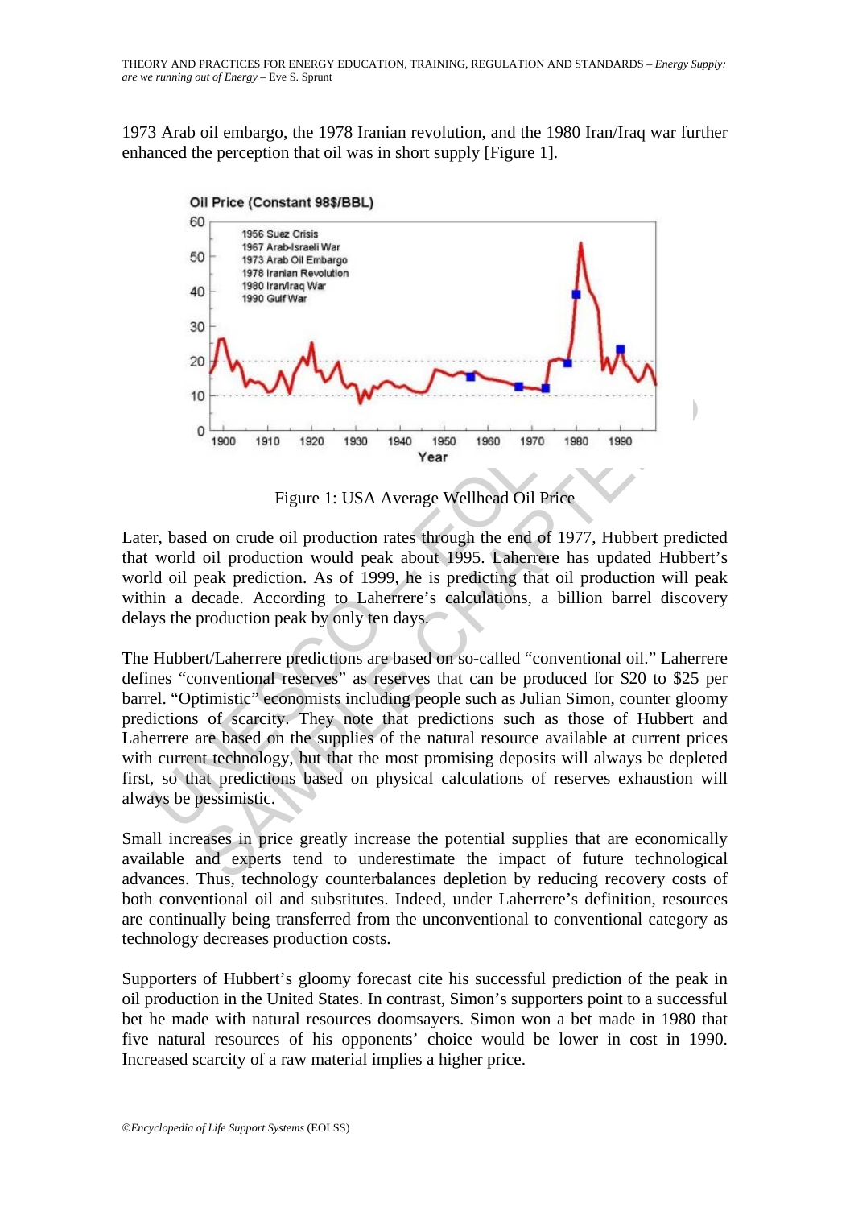1973 Arab oil embargo, the 1978 Iranian revolution, and the 1980 Iran/Iraq war further enhanced the perception that oil was in short supply [Figure 1].

Oil Price (Constant 98$/BBL)

60
50
40
30
20
10
0

1956 Suez Crisis
1967 Arab-Israeli War
1973 Arab Oil Embargo
1978 Iranian Revolution
1980 Iran/Iraq War
1990 Gulf War

1900 1910 1920 1930 1940 1950 1960 1970 1980 1990

Year

Figure 1: USA Average Wellhead Oil Price

Later, based on crude oil production rates through the end of 1977, Hubbert predicted that world oil production would peak about 1995. Laherrere has updated Hubbert's world oil peak prediction. As of 1999, he is predicting that oil production will peak within a decade. According to Laherrere's calculations, a billion barrel discovery delays the production peak by only ten days.

The Hubbert/Laherrere predictions are based on so-called "conventional oil." Laherrere defines "conventional reserves" as reserves that can be produced for \$20 to \$25 per barrel. "Optimistic" economists including people such as Julian Simon, counter gloomy predictions of scarcity. They note that predictions such as those of Hubbert and Laherrere are based on the supplies of the natural resource available at current prices with current technology, but that the most promising deposits will always be depleted first, so that predictions based on physical calculations of reserves exhaustion will always be pessimistic.

Small increases in price greatly increase the potential supplies that are economically available and experts tend to underestimate the impact of future technological advances. Thus, technology counterbalances depletion by reducing recovery costs of both conventional oil and substitutes. Indeed, under Laherrere's definition, resources are continually being transferred from the unconventional to conventional category as technology decreases production costs.

Supporters of Hubbert's gloomy forecast cite his successful prediction of the peak in oil production in the United States. In contrast, Simon's supporters point to a successful bet he made with natural resources doomsayers. Simon won a bet made in 1980 that five natural resources of his opponents' choice would be lower in cost in 1990. Increased scarcity of a raw material implies a higher price.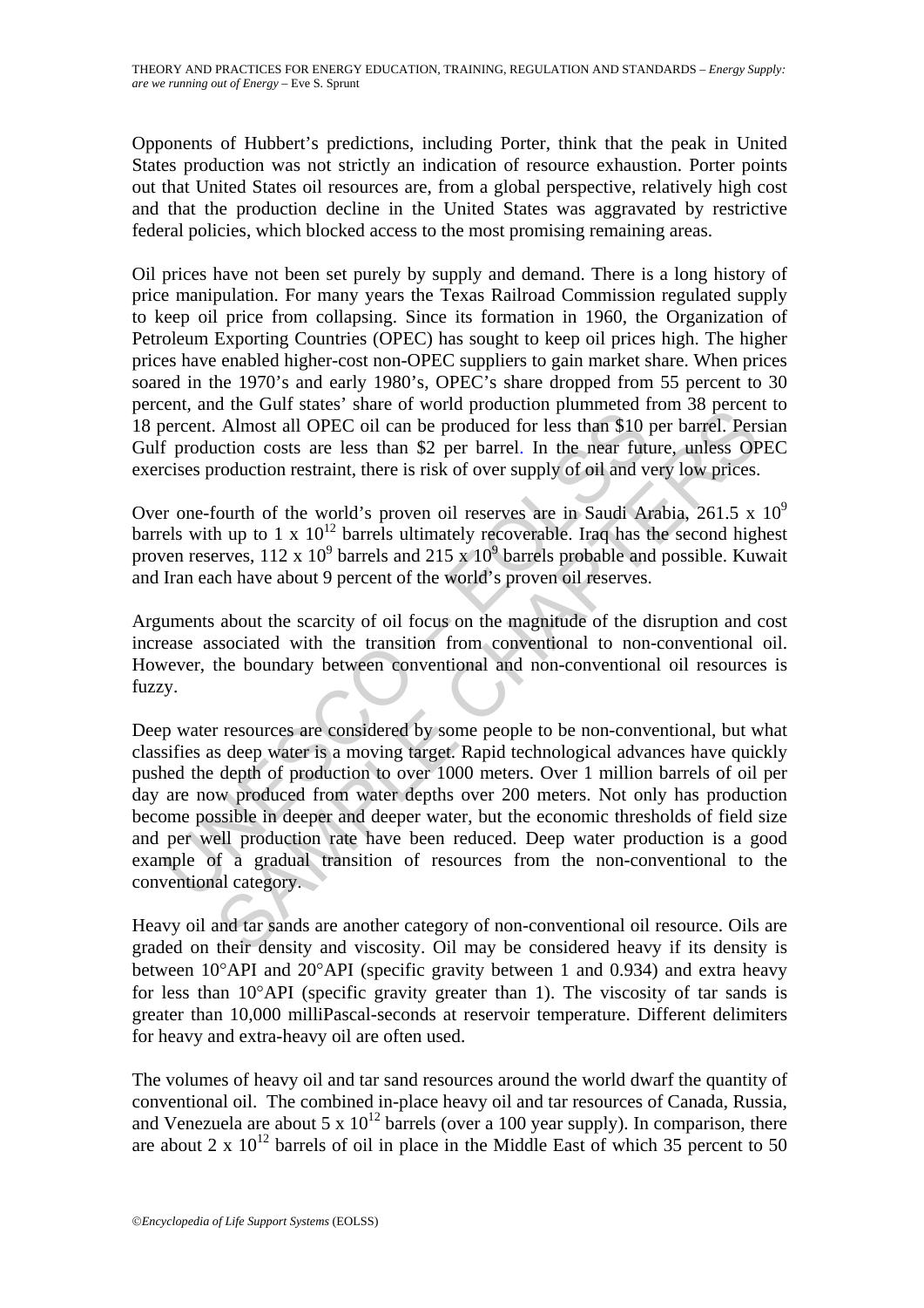Opponents of Hubbert's predictions, including Porter, think that the peak in United States production was not strictly an indication of resource exhaustion. Porter points out that United States oil resources are, from a global perspective, relatively high cost and that the production decline in the United States was aggravated by restrictive federal policies, which blocked access to the most promising remaining areas.

Oil prices have not been set purely by supply and demand. There is a long history of price manipulation. For many years the Texas Railroad Commission regulated supply to keep oil price from collapsing. Since its formation in 1960, the Organization of Petroleum Exporting Countries (OPEC) has sought to keep oil prices high. The higher prices have enabled higher-cost non-OPEC suppliers to gain market share. When prices soared in the 1970's and early 1980's, OPEC's share dropped from 55 percent to 30 percent, and the Gulf states' share of world production plummeted from 38 percent to 18 percent. Almost all OPEC oil can be produced for less than \$10 per barrel. Persian Gulf production costs are less than \$2 per barrel. In the near future, unless OPEC exercises production restraint, there is risk of over supply of oil and very low prices.

Over one-fourth of the world's proven oil reserves are in Saudi Arabia, $261.5 \times 10^9$ barrels with up to $1 \times 10^{12}$ barrels ultimately recoverable. Iraq has the second highest proven reserves, $112 \times 10^9$ barrels and $215 \times 10^9$ barrels probable and possible. Kuwait and Iran each have about 9 percent of the world's proven oil reserves.

Arguments about the scarcity of oil focus on the magnitude of the disruption and cost increase associated with the transition from conventional to non-conventional oil. However, the boundary between conventional and non-conventional oil resources is fuzzy.

Deep water resources are considered by some people to be non-conventional, but what classifies as deep water is a moving target. Rapid technological advances have quickly pushed the depth of production to over 1000 meters. Over 1 million barrels of oil per day are now produced from water depths over 200 meters. Not only has production become possible in deeper and deeper water, but the economic thresholds of field size and per well production rate have been reduced. Deep water production is a good example of a gradual transition of resources from the non-conventional to the conventional category.

Heavy oil and tar sands are another category of non-conventional oil resource. Oils are graded on their density and viscosity. Oil may be considered heavy if its density is between 10°API and 20°API (specific gravity between 1 and 0.934) and extra heavy for less than 10°API (specific gravity greater than 1). The viscosity of tar sands is greater than 10,000 milliPascal-seconds at reservoir temperature. Different delimiters for heavy and extra-heavy oil are often used.

The volumes of heavy oil and tar sand resources around the world dwarf the quantity of conventional oil. The combined in-place heavy oil and tar resources of Canada, Russia, and Venezuela are about $5 \times 10^{12}$ barrels (over a 100 year supply). In comparison, there are about $2 \times 10^{12}$ barrels of oil in place in the Middle East of which 35 percent to 50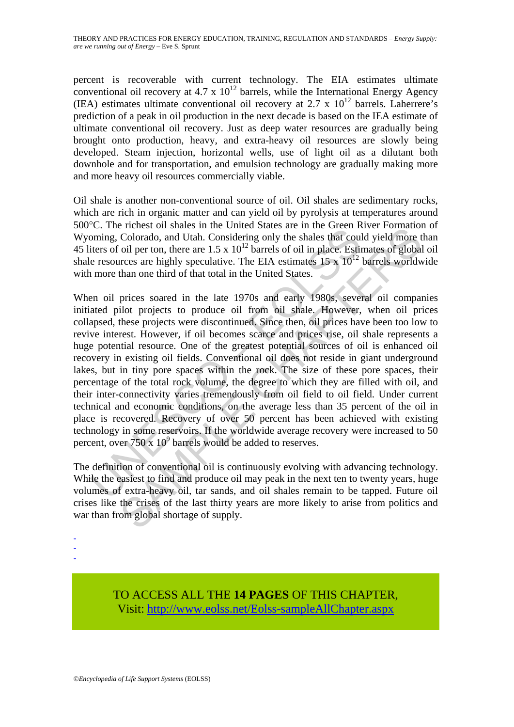percent is recoverable with current technology. The EIA estimates ultimate conventional oil recovery at 4.7 x $10^{12}$ barrels, while the International Energy Agency (IEA) estimates ultimate conventional oil recovery at 2.7 x $10^{12}$ barrels. Laherrere's prediction of a peak in oil production in the next decade is based on the IEA estimate of ultimate conventional oil recovery. Just as deep water resources are gradually being brought onto production, heavy, and extra-heavy oil resources are slowly being developed. Steam injection, horizontal wells, use of light oil as a dilutant both downhole and for transportation, and emulsion technology are gradually making more and more heavy oil resources commercially viable.

Oil shale is another non-conventional source of oil. Oil shales are sedimentary rocks, which are rich in organic matter and can yield oil by pyrolysis at temperatures around 500°C. The richest oil shales in the United States are in the Green River Formation of Wyoming, Colorado, and Utah. Considering only the shales that could yield more than 45 liters of oil per ton, there are 1.5 x $10^{12}$ barrels of oil in place. Estimates of global oil shale resources are highly speculative. The EIA estimates 15 x $10^{12}$ barrels worldwide with more than one third of that total in the United States.

When oil prices soared in the late 1970s and early 1980s, several oil companies initiated pilot projects to produce oil from oil shale. However, when oil prices collapsed, these projects were discontinued. Since then, oil prices have been too low to revive interest. However, if oil becomes scarce and prices rise, oil shale represents a huge potential resource. One of the greatest potential sources of oil is enhanced oil recovery in existing oil fields. Conventional oil does not reside in giant underground lakes, but in tiny pore spaces within the rock. The size of these pore spaces, their percentage of the total rock volume, the degree to which they are filled with oil, and their inter-connectivity varies tremendously from oil field to oil field. Under current technical and economic conditions, on the average less than 35 percent of the oil in place is recovered. Recovery of over 50 percent has been achieved with existing technology in some reservoirs. If the worldwide average recovery were increased to 50 percent, over 750 x $10^9$ barrels would be added to reserves.

The definition of conventional oil is continuously evolving with advancing technology. While the easiest to find and produce oil may peak in the next ten to twenty years, huge volumes of extra-heavy oil, tar sands, and oil shales remain to be tapped. Future oil crises like the crises of the last thirty years are more likely to arise from politics and war than from global shortage of supply.

-
-
-

TO ACCESS ALL THE **14 PAGES** OF THIS CHAPTER,
Visit: http://www.eolss.net/Eolss-sampleAllChapter.aspx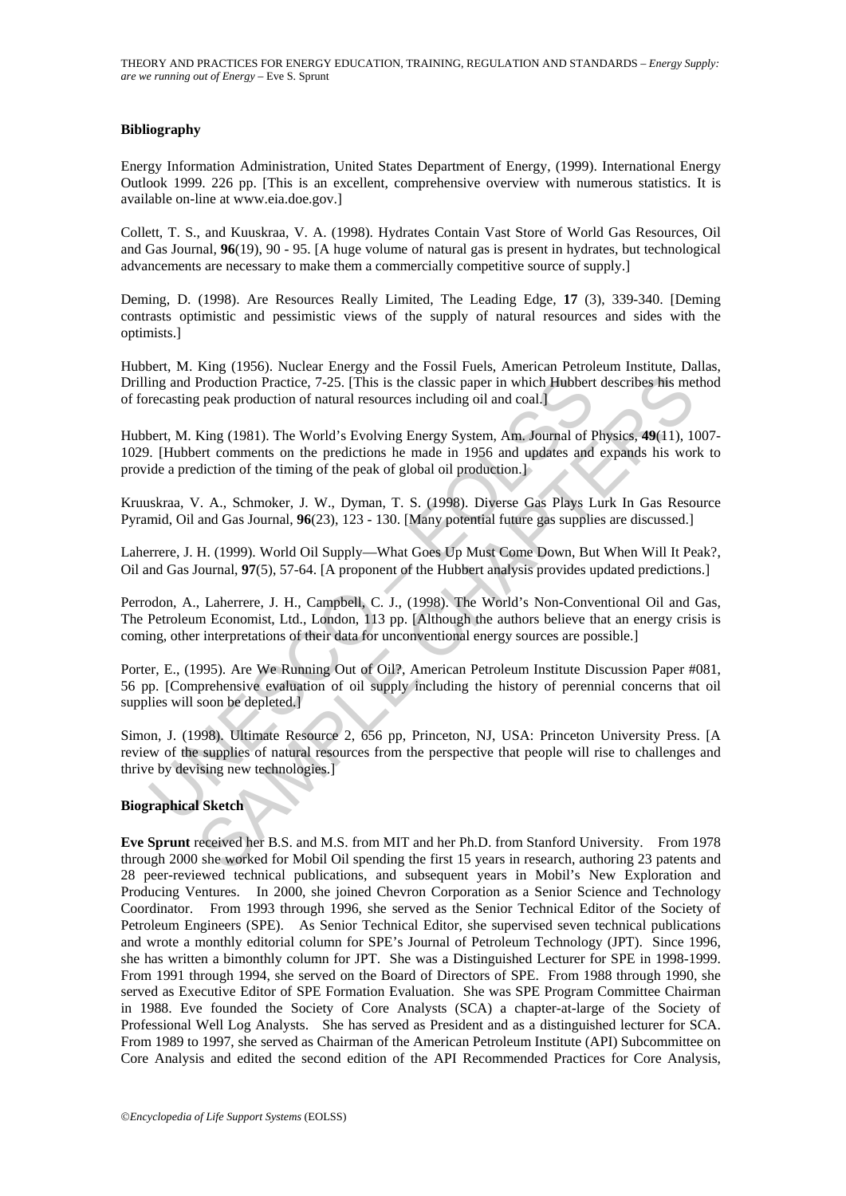### Bibliography

Energy Information Administration, United States Department of Energy, (1999). International Energy Outlook 1999. 226 pp. [This is an excellent, comprehensive overview with numerous statistics. It is available on-line at www.eia.doe.gov.]

Collett, T. S., and Kuuskraa, V. A. (1998). Hydrates Contain Vast Store of World Gas Resources, Oil and Gas Journal, **96**(19), 90 - 95. [A huge volume of natural gas is present in hydrates, but technological advancements are necessary to make them a commercially competitive source of supply.]

Deming, D. (1998). Are Resources Really Limited, The Leading Edge, **17** (3), 339-340. [Deming contrasts optimistic and pessimistic views of the supply of natural resources and sides with the optimists.]

Hubbert, M. King (1956). Nuclear Energy and the Fossil Fuels, American Petroleum Institute, Dallas, Drilling and Production Practice, 7-25. [This is the classic paper in which Hubbert describes his method of forecasting peak production of natural resources including oil and coal.]

Hubbert, M. King (1981). The World's Evolving Energy System, Am. Journal of Physics, **49**(11), 1007-1029. [Hubbert comments on the predictions he made in 1956 and updates and expands his work to provide a prediction of the timing of the peak of global oil production.]

Kruuskraa, V. A., Schmoker, J. W., Dyman, T. S. (1998). Diverse Gas Plays Lurk In Gas Resource Pyramid, Oil and Gas Journal, **96**(23), 123 - 130. [Many potential future gas supplies are discussed.]

Laherrere, J. H. (1999). World Oil Supply—What Goes Up Must Come Down, But When Will It Peak?, Oil and Gas Journal, **97**(5), 57-64. [A proponent of the Hubbert analysis provides updated predictions.]

Perrodon, A., Laherrere, J. H., Campbell, C. J., (1998). The World's Non-Conventional Oil and Gas, The Petroleum Economist, Ltd., London, 113 pp. [Although the authors believe that an energy crisis is coming, other interpretations of their data for unconventional energy sources are possible.]

Porter, E., (1995). Are We Running Out of Oil?, American Petroleum Institute Discussion Paper #081, 56 pp. [Comprehensive evaluation of oil supply including the history of perennial concerns that oil supplies will soon be depleted.]

Simon, J. (1998). Ultimate Resource 2, 656 pp, Princeton, NJ, USA: Princeton University Press. [A review of the supplies of natural resources from the perspective that people will rise to challenges and thrive by devising new technologies.]

### Biographical Sketch

**Eve Sprunt** received her B.S. and M.S. from MIT and her Ph.D. from Stanford University. From 1978 through 2000 she worked for Mobil Oil spending the first 15 years in research, authoring 23 patents and 28 peer-reviewed technical publications, and subsequent years in Mobil's New Exploration and Producing Ventures. In 2000, she joined Chevron Corporation as a Senior Science and Technology Coordinator. From 1993 through 1996, she served as the Senior Technical Editor of the Society of Petroleum Engineers (SPE). As Senior Technical Editor, she supervised seven technical publications and wrote a monthly editorial column for SPE's Journal of Petroleum Technology (JPT). Since 1996, she has written a bimonthly column for JPT. She was a Distinguished Lecturer for SPE in 1998-1999. From 1991 through 1994, she served on the Board of Directors of SPE. From 1988 through 1990, she served as Executive Editor of SPE Formation Evaluation. She was SPE Program Committee Chairman in 1988. Eve founded the Society of Core Analysts (SCA) a chapter-at-large of the Society of Professional Well Log Analysts. She has served as President and as a distinguished lecturer for SCA. From 1989 to 1997, she served as Chairman of the American Petroleum Institute (API) Subcommittee on Core Analysis and edited the second edition of the API Recommended Practices for Core Analysis,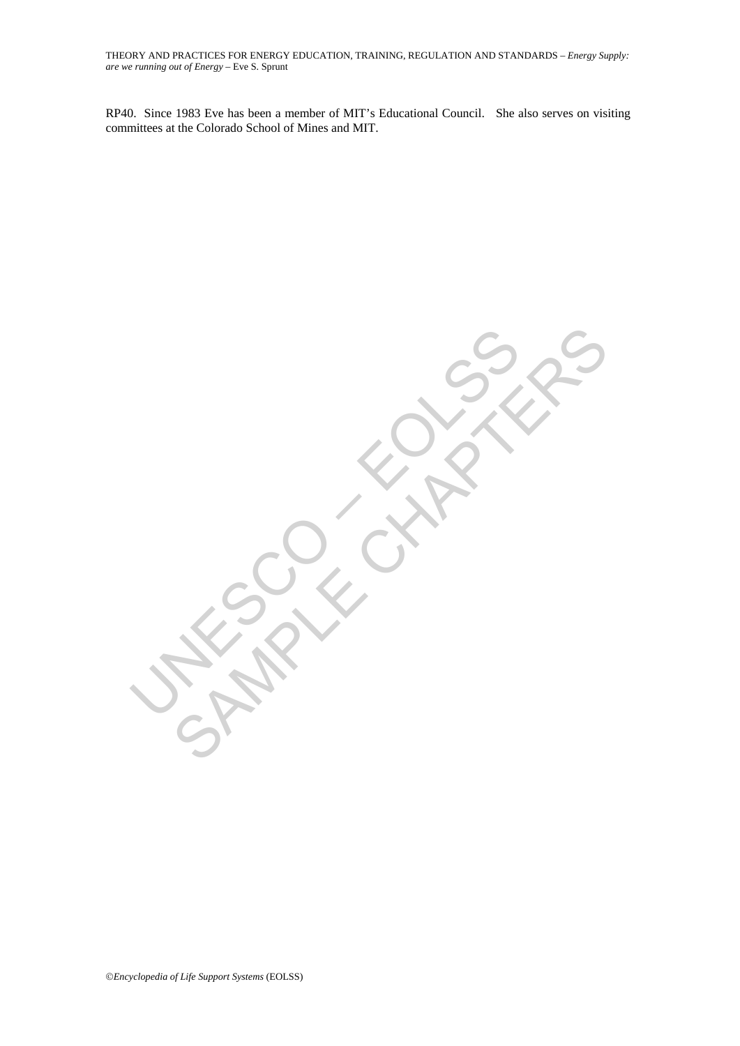RP40. Since 1983 Eve has been a member of MIT's Educational Council. She also serves on visiting committees at the Colorado School of Mines and MIT.